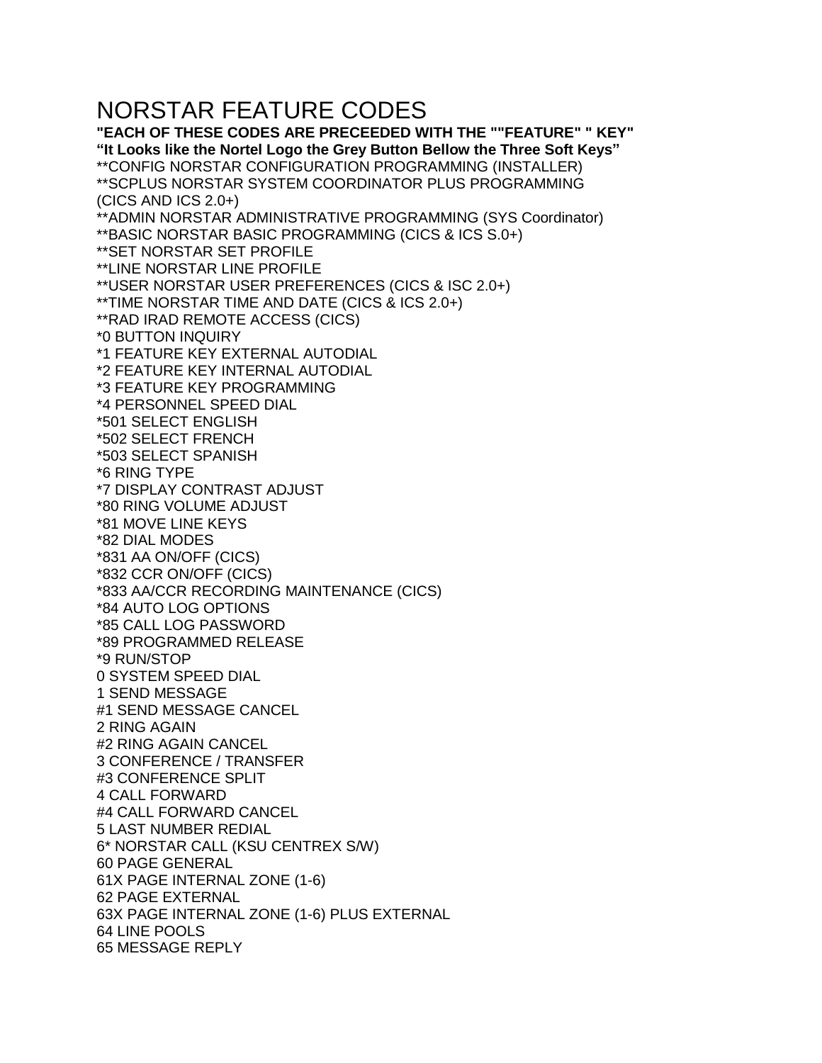# NORSTAR FEATURE CODES

**"EACH OF THESE CODES ARE PRECEEDED WITH THE ""FEATURE" " KEY"**
**"It Looks like the Nortel Logo the Grey Button Bellow the Three Soft Keys"**

**CONFIG NORSTAR CONFIGURATION PROGRAMMING (INSTALLER)
**SCPLUS NORSTAR SYSTEM COORDINATOR PLUS PROGRAMMING (CICS AND ICS 2.0+)
**ADMIN NORSTAR ADMINISTRATIVE PROGRAMMING (SYS Coordinator)
**BASIC NORSTAR BASIC PROGRAMMING (CICS & ICS S.0+)
**SET NORSTAR SET PROFILE
**LINE NORSTAR LINE PROFILE
**USER NORSTAR USER PREFERENCES (CICS & ISC 2.0+)
**TIME NORSTAR TIME AND DATE (CICS & ICS 2.0+)
**RAD IRAD REMOTE ACCESS (CICS)
*0 BUTTON INQUIRY
*1 FEATURE KEY EXTERNAL AUTODIAL
*2 FEATURE KEY INTERNAL AUTODIAL
*3 FEATURE KEY PROGRAMMING
*4 PERSONNEL SPEED DIAL
*501 SELECT ENGLISH
*502 SELECT FRENCH
*503 SELECT SPANISH
*6 RING TYPE
*7 DISPLAY CONTRAST ADJUST
*80 RING VOLUME ADJUST
*81 MOVE LINE KEYS
*82 DIAL MODES
*831 AA ON/OFF (CICS)
*832 CCR ON/OFF (CICS)
*833 AA/CCR RECORDING MAINTENANCE (CICS)
*84 AUTO LOG OPTIONS
*85 CALL LOG PASSWORD
*89 PROGRAMMED RELEASE
*9 RUN/STOP
0 SYSTEM SPEED DIAL
1 SEND MESSAGE
#1 SEND MESSAGE CANCEL
2 RING AGAIN
#2 RING AGAIN CANCEL
3 CONFERENCE / TRANSFER
#3 CONFERENCE SPLIT
4 CALL FORWARD
#4 CALL FORWARD CANCEL
5 LAST NUMBER REDIAL
6* NORSTAR CALL (KSU CENTREX S/W)
60 PAGE GENERAL
61X PAGE INTERNAL ZONE (1-6)
62 PAGE EXTERNAL
63X PAGE INTERNAL ZONE (1-6) PLUS EXTERNAL
64 LINE POOLS
65 MESSAGE REPLY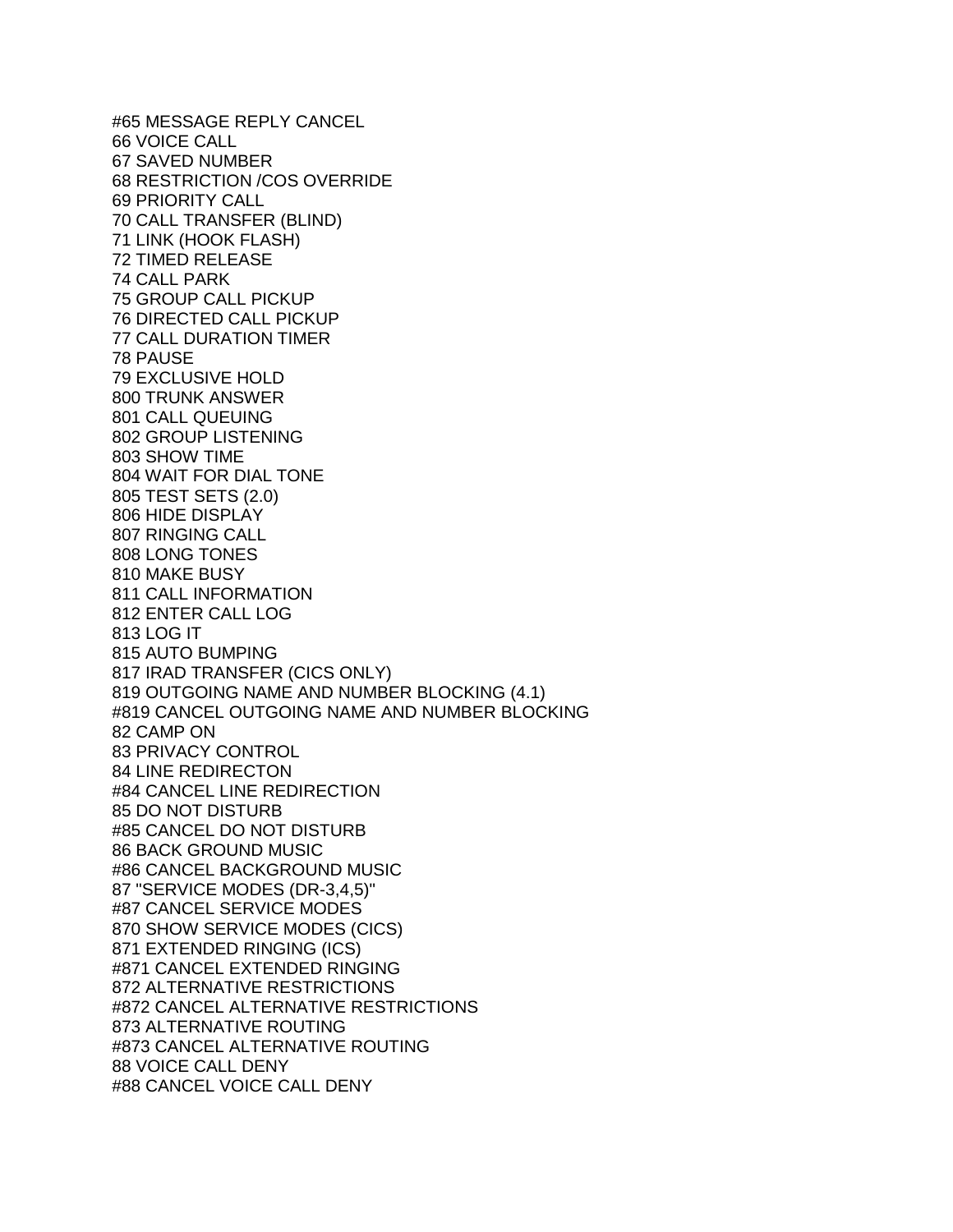#65 MESSAGE REPLY CANCEL
66 VOICE CALL
67 SAVED NUMBER
68 RESTRICTION /COS OVERRIDE
69 PRIORITY CALL
70 CALL TRANSFER (BLIND)
71 LINK (HOOK FLASH)
72 TIMED RELEASE
74 CALL PARK
75 GROUP CALL PICKUP
76 DIRECTED CALL PICKUP
77 CALL DURATION TIMER
78 PAUSE
79 EXCLUSIVE HOLD
800 TRUNK ANSWER
801 CALL QUEUING
802 GROUP LISTENING
803 SHOW TIME
804 WAIT FOR DIAL TONE
805 TEST SETS (2.0)
806 HIDE DISPLAY
807 RINGING CALL
808 LONG TONES
810 MAKE BUSY
811 CALL INFORMATION
812 ENTER CALL LOG
813 LOG IT
815 AUTO BUMPING
817 IRAD TRANSFER (CICS ONLY)
819 OUTGOING NAME AND NUMBER BLOCKING (4.1)
#819 CANCEL OUTGOING NAME AND NUMBER BLOCKING
82 CAMP ON
83 PRIVACY CONTROL
84 LINE REDIRECTON
#84 CANCEL LINE REDIRECTION
85 DO NOT DISTURB
#85 CANCEL DO NOT DISTURB
86 BACK GROUND MUSIC
#86 CANCEL BACKGROUND MUSIC
87 "SERVICE MODES (DR-3,4,5)"
#87 CANCEL SERVICE MODES
870 SHOW SERVICE MODES (CICS)
871 EXTENDED RINGING (ICS)
#871 CANCEL EXTENDED RINGING
872 ALTERNATIVE RESTRICTIONS
#872 CANCEL ALTERNATIVE RESTRICTIONS
873 ALTERNATIVE ROUTING
#873 CANCEL ALTERNATIVE ROUTING
88 VOICE CALL DENY
#88 CANCEL VOICE CALL DENY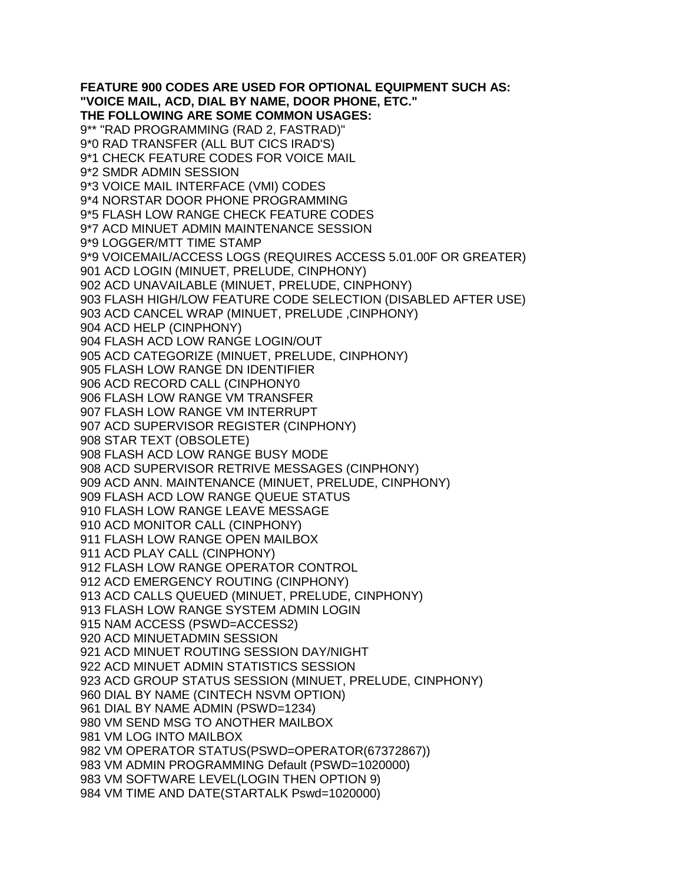**FEATURE 900 CODES ARE USED FOR OPTIONAL EQUIPMENT SUCH AS: "VOICE MAIL, ACD, DIAL BY NAME, DOOR PHONE, ETC."**
**THE FOLLOWING ARE SOME COMMON USAGES:**

9** "RAD PROGRAMMING (RAD 2, FASTRAD)"
9*0 RAD TRANSFER (ALL BUT CICS IRAD'S)
9*1 CHECK FEATURE CODES FOR VOICE MAIL
9*2 SMDR ADMIN SESSION
9*3 VOICE MAIL INTERFACE (VMI) CODES
9*4 NORSTAR DOOR PHONE PROGRAMMING
9*5 FLASH LOW RANGE CHECK FEATURE CODES
9*7 ACD MINUET ADMIN MAINTENANCE SESSION
9*9 LOGGER/MTT TIME STAMP
9*9 VOICEMAIL/ACCESS LOGS (REQUIRES ACCESS 5.01.00F OR GREATER)
901 ACD LOGIN (MINUET, PRELUDE, CINPHONY)
902 ACD UNAVAILABLE (MINUET, PRELUDE, CINPHONY)
903 FLASH HIGH/LOW FEATURE CODE SELECTION (DISABLED AFTER USE)
903 ACD CANCEL WRAP (MINUET, PRELUDE ,CINPHONY)
904 ACD HELP (CINPHONY)
904 FLASH ACD LOW RANGE LOGIN/OUT
905 ACD CATEGORIZE (MINUET, PRELUDE, CINPHONY)
905 FLASH LOW RANGE DN IDENTIFIER
906 ACD RECORD CALL (CINPHONY0
906 FLASH LOW RANGE VM TRANSFER
907 FLASH LOW RANGE VM INTERRUPT
907 ACD SUPERVISOR REGISTER (CINPHONY)
908 STAR TEXT (OBSOLETE)
908 FLASH ACD LOW RANGE BUSY MODE
908 ACD SUPERVISOR RETRIVE MESSAGES (CINPHONY)
909 ACD ANN. MAINTENANCE (MINUET, PRELUDE, CINPHONY)
909 FLASH ACD LOW RANGE QUEUE STATUS
910 FLASH LOW RANGE LEAVE MESSAGE
910 ACD MONITOR CALL (CINPHONY)
911 FLASH LOW RANGE OPEN MAILBOX
911 ACD PLAY CALL (CINPHONY)
912 FLASH LOW RANGE OPERATOR CONTROL
912 ACD EMERGENCY ROUTING (CINPHONY)
913 ACD CALLS QUEUED (MINUET, PRELUDE, CINPHONY)
913 FLASH LOW RANGE SYSTEM ADMIN LOGIN
915 NAM ACCESS (PSWD=ACCESS2)
920 ACD MINUETADMIN SESSION
921 ACD MINUET ROUTING SESSION DAY/NIGHT
922 ACD MINUET ADMIN STATISTICS SESSION
923 ACD GROUP STATUS SESSION (MINUET, PRELUDE, CINPHONY)
960 DIAL BY NAME (CINTECH NSVM OPTION)
961 DIAL BY NAME ADMIN (PSWD=1234)
980 VM SEND MSG TO ANOTHER MAILBOX
981 VM LOG INTO MAILBOX
982 VM OPERATOR STATUS(PSWD=OPERATOR(67372867))
983 VM ADMIN PROGRAMMING Default (PSWD=1020000)
983 VM SOFTWARE LEVEL(LOGIN THEN OPTION 9)
984 VM TIME AND DATE(STARTALK Pswd=1020000)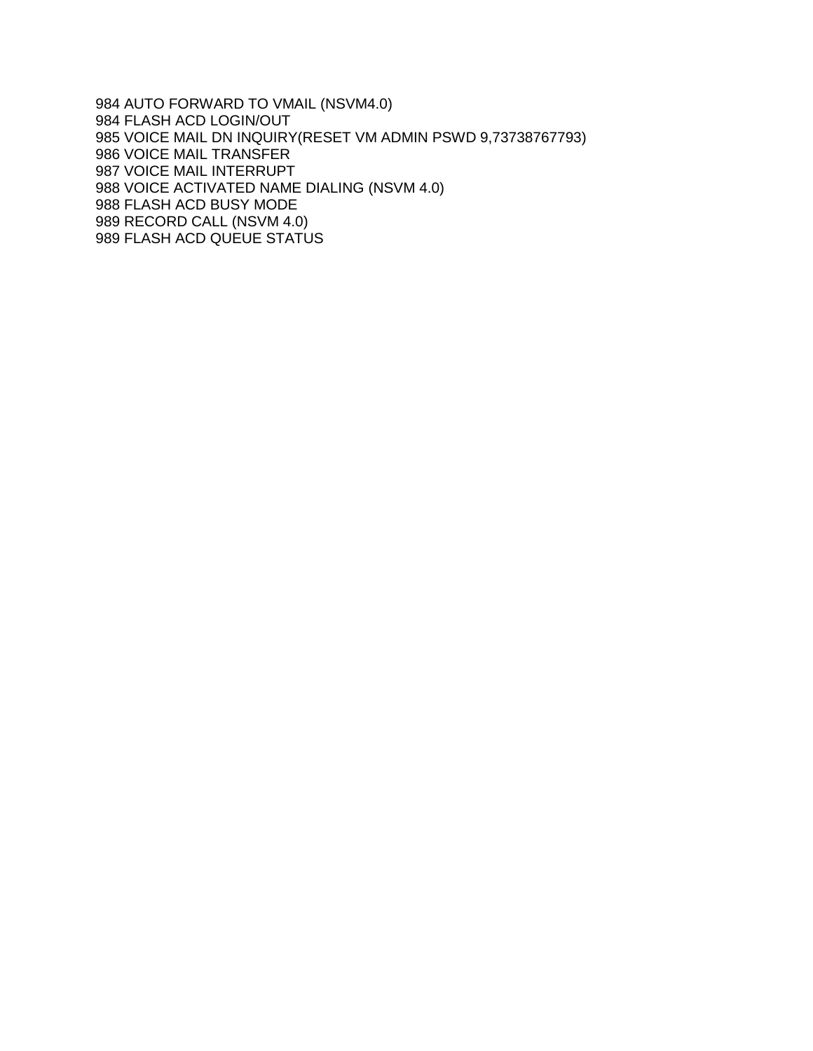984 AUTO FORWARD TO VMAIL (NSVM4.0)
984 FLASH ACD LOGIN/OUT
985 VOICE MAIL DN INQUIRY(RESET VM ADMIN PSWD 9,73738767793)
986 VOICE MAIL TRANSFER
987 VOICE MAIL INTERRUPT
988 VOICE ACTIVATED NAME DIALING (NSVM 4.0)
988 FLASH ACD BUSY MODE
989 RECORD CALL (NSVM 4.0)
989 FLASH ACD QUEUE STATUS